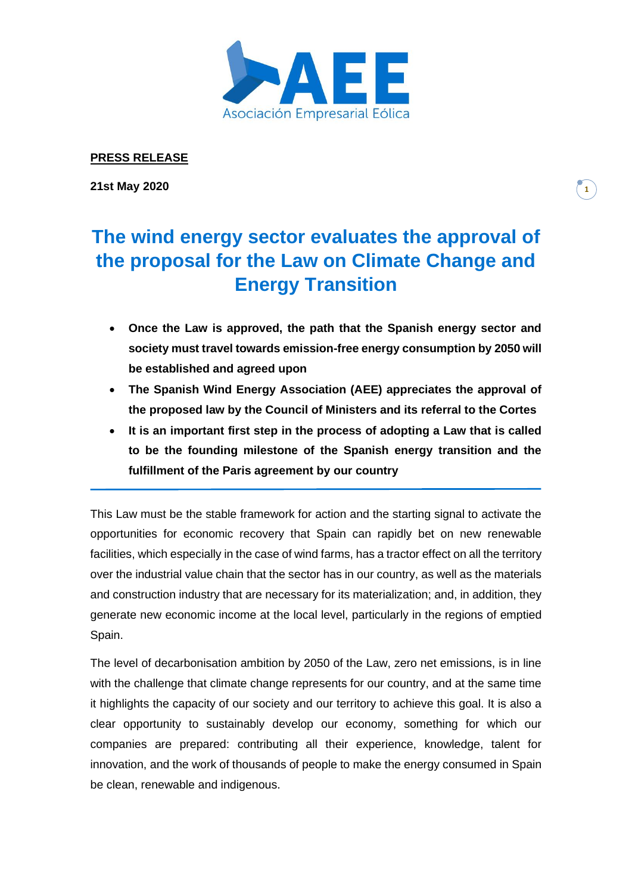**PRESS RELEASE**

**21st May 2020**

# The wind energy sector evaluates the approval of the proposal for the Law on Climate Change and Energy Transition

- **Once the Law is approved, the path that the Spanish energy sector and society must travel towards emission-free energy consumption by 2050 will be established and agreed upon**
- **The Spanish Wind Energy Association (AEE) appreciates the approval of the proposed law by the Council of Ministers and its referral to the Cortes**
- **It is an important first step in the process of adopting a Law that is called to be the founding milestone of the Spanish energy transition and the fulfillment of the Paris agreement by our country**

---

This Law must be the stable framework for action and the starting signal to activate the opportunities for economic recovery that Spain can rapidly bet on new renewable facilities, which especially in the case of wind farms, has a tractor effect on all the territory over the industrial value chain that the sector has in our country, as well as the materials and construction industry that are necessary for its materialization; and, in addition, they generate new economic income at the local level, particularly in the regions of emptied Spain.

The level of decarbonisation ambition by 2050 of the Law, zero net emissions, is in line with the challenge that climate change represents for our country, and at the same time it highlights the capacity of our society and our territory to achieve this goal. It is also a clear opportunity to sustainably develop our economy, something for which our companies are prepared: contributing all their experience, knowledge, talent for innovation, and the work of thousands of people to make the energy consumed in Spain be clean, renewable and indigenous.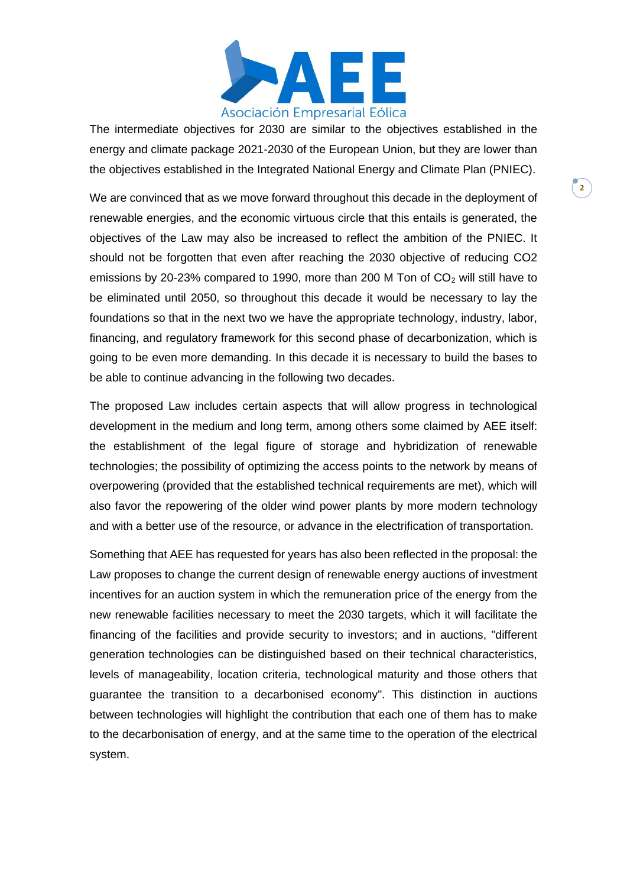The intermediate objectives for 2030 are similar to the objectives established in the energy and climate package 2021-2030 of the European Union, but they are lower than the objectives established in the Integrated National Energy and Climate Plan (PNIEC).

We are convinced that as we move forward throughout this decade in the deployment of renewable energies, and the economic virtuous circle that this entails is generated, the objectives of the Law may also be increased to reflect the ambition of the PNIEC. It should not be forgotten that even after reaching the 2030 objective of reducing CO2 emissions by 20-23% compared to 1990, more than 200 M Ton of $CO_2$ will still have to be eliminated until 2050, so throughout this decade it would be necessary to lay the foundations so that in the next two we have the appropriate technology, industry, labor, financing, and regulatory framework for this second phase of decarbonization, which is going to be even more demanding. In this decade it is necessary to build the bases to be able to continue advancing in the following two decades.

The proposed Law includes certain aspects that will allow progress in technological development in the medium and long term, among others some claimed by AEE itself: the establishment of the legal figure of storage and hybridization of renewable technologies; the possibility of optimizing the access points to the network by means of overpowering (provided that the established technical requirements are met), which will also favor the repowering of the older wind power plants by more modern technology and with a better use of the resource, or advance in the electrification of transportation.

Something that AEE has requested for years has also been reflected in the proposal: the Law proposes to change the current design of renewable energy auctions of investment incentives for an auction system in which the remuneration price of the energy from the new renewable facilities necessary to meet the 2030 targets, which it will facilitate the financing of the facilities and provide security to investors; and in auctions, "different generation technologies can be distinguished based on their technical characteristics, levels of manageability, location criteria, technological maturity and those others that guarantee the transition to a decarbonised economy". This distinction in auctions between technologies will highlight the contribution that each one of them has to make to the decarbonisation of energy, and at the same time to the operation of the electrical system.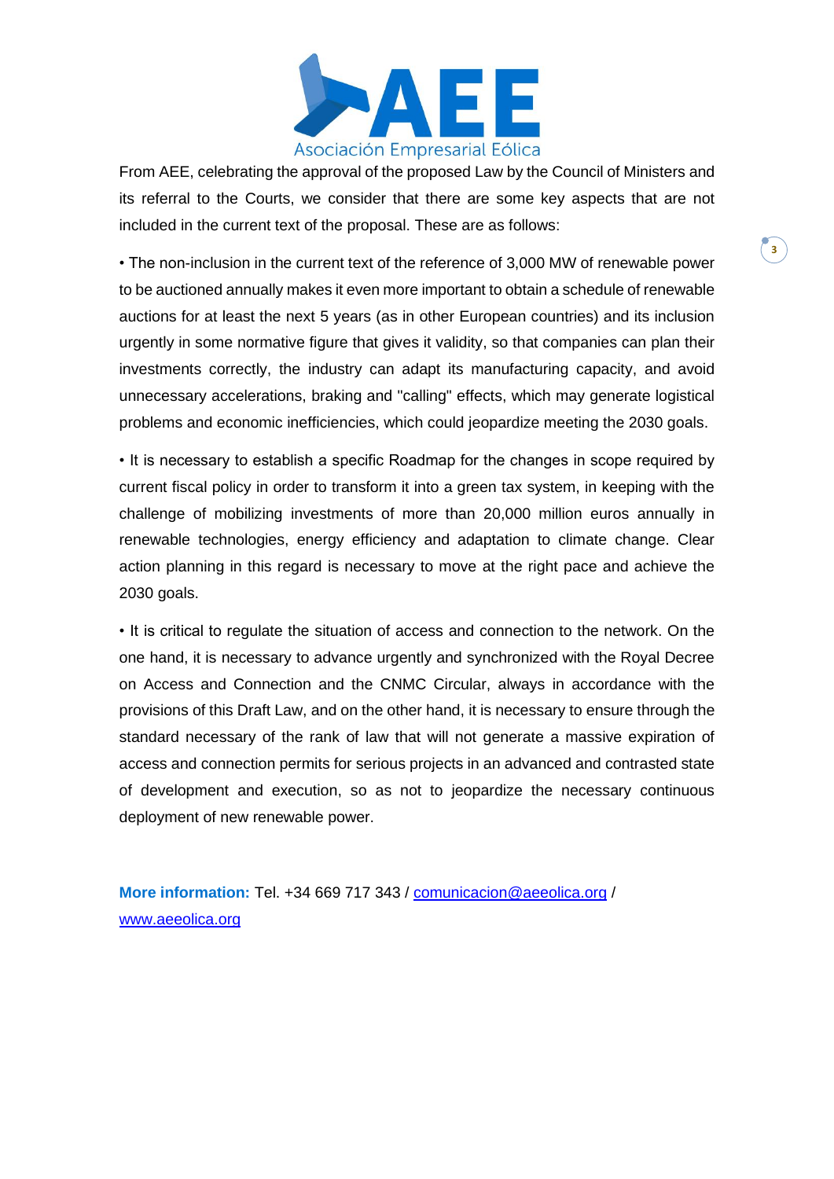From AEE, celebrating the approval of the proposed Law by the Council of Ministers and its referral to the Courts, we consider that there are some key aspects that are not included in the current text of the proposal. These are as follows:

• The non-inclusion in the current text of the reference of 3,000 MW of renewable power to be auctioned annually makes it even more important to obtain a schedule of renewable auctions for at least the next 5 years (as in other European countries) and its inclusion urgently in some normative figure that gives it validity, so that companies can plan their investments correctly, the industry can adapt its manufacturing capacity, and avoid unnecessary accelerations, braking and "calling" effects, which may generate logistical problems and economic inefficiencies, which could jeopardize meeting the 2030 goals.

• It is necessary to establish a specific Roadmap for the changes in scope required by current fiscal policy in order to transform it into a green tax system, in keeping with the challenge of mobilizing investments of more than 20,000 million euros annually in renewable technologies, energy efficiency and adaptation to climate change. Clear action planning in this regard is necessary to move at the right pace and achieve the 2030 goals.

• It is critical to regulate the situation of access and connection to the network. On the one hand, it is necessary to advance urgently and synchronized with the Royal Decree on Access and Connection and the CNMC Circular, always in accordance with the provisions of this Draft Law, and on the other hand, it is necessary to ensure through the standard necessary of the rank of law that will not generate a massive expiration of access and connection permits for serious projects in an advanced and contrasted state of development and execution, so as not to jeopardize the necessary continuous deployment of new renewable power.

**More information:** Tel. +34 669 717 343 / comunicacion@aeeolica.org / www.aeeolica.org